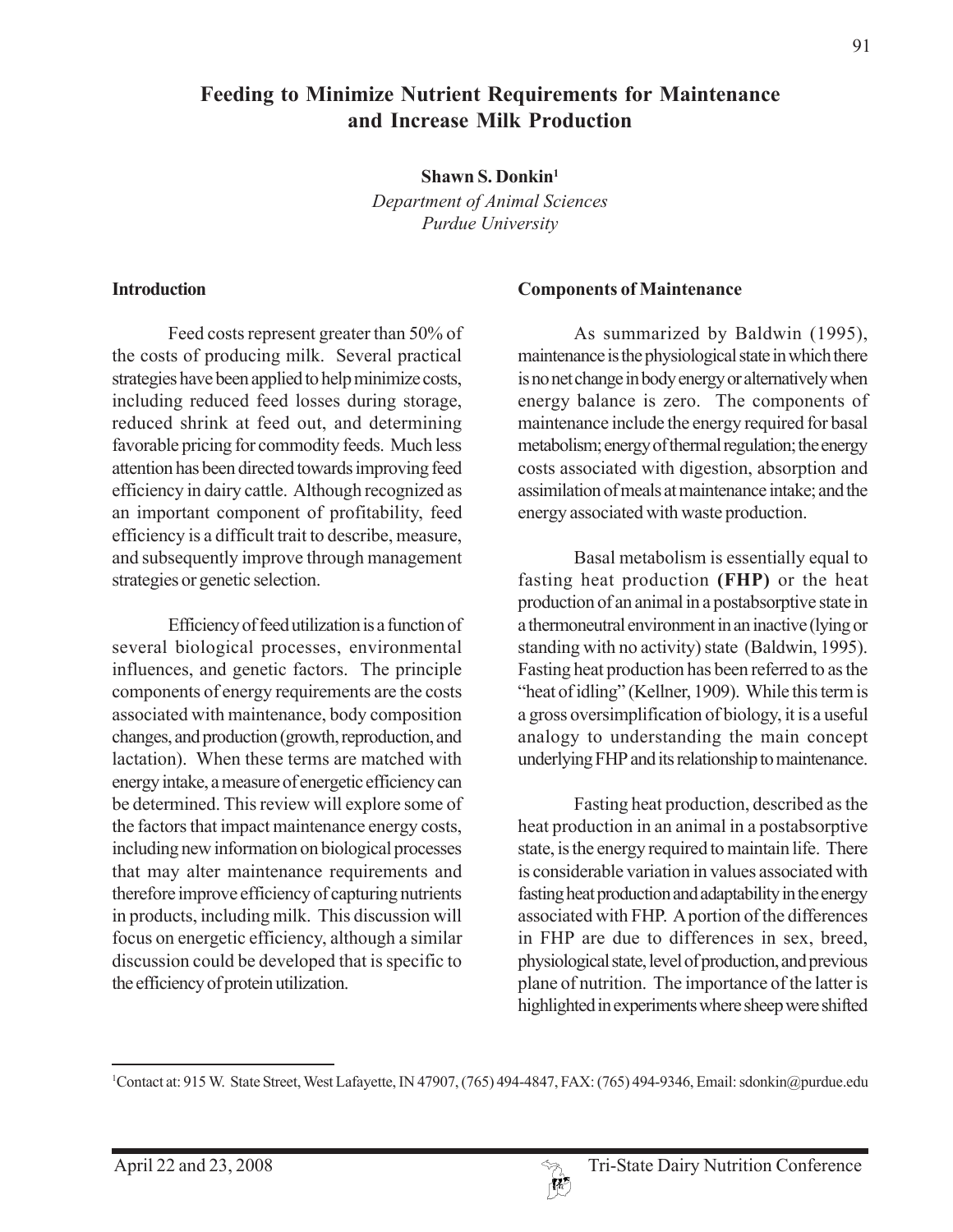# Feeding to Minimize Nutrient Requirements for Maintenance and Increase Milk Production

**Shawn S. Donkin[1]**

*Department of Animal Sciences*
*Purdue University*

## Introduction

Feed costs represent greater than 50% of the costs of producing milk. Several practical strategies have been applied to help minimize costs, including reduced feed losses during storage, reduced shrink at feed out, and determining favorable pricing for commodity feeds. Much less attention has been directed towards improving feed efficiency in dairy cattle. Although recognized as an important component of profitability, feed efficiency is a difficult trait to describe, measure, and subsequently improve through management strategies or genetic selection.

Efficiency of feed utilization is a function of several biological processes, environmental influences, and genetic factors. The principle components of energy requirements are the costs associated with maintenance, body composition changes, and production (growth, reproduction, and lactation). When these terms are matched with energy intake, a measure of energetic efficiency can be determined. This review will explore some of the factors that impact maintenance energy costs, including new information on biological processes that may alter maintenance requirements and therefore improve efficiency of capturing nutrients in products, including milk. This discussion will focus on energetic efficiency, although a similar discussion could be developed that is specific to the efficiency of protein utilization.

## Components of Maintenance

As summarized by Baldwin (1995), maintenance is the physiological state in which there is no net change in body energy or alternatively when energy balance is zero. The components of maintenance include the energy required for basal metabolism; energy of thermal regulation; the energy costs associated with digestion, absorption and assimilation of meals at maintenance intake; and the energy associated with waste production.

Basal metabolism is essentially equal to fasting heat production **(FHP)** or the heat production of an animal in a postabsorptive state in a thermoneutral environment in an inactive (lying or standing with no activity) state (Baldwin, 1995). Fasting heat production has been referred to as the "heat of idling" (Kellner, 1909). While this term is a gross oversimplification of biology, it is a useful analogy to understanding the main concept underlying FHP and its relationship to maintenance.

Fasting heat production, described as the heat production in an animal in a postabsorptive state, is the energy required to maintain life. There is considerable variation in values associated with fasting heat production and adaptability in the energy associated with FHP. A portion of the differences in FHP are due to differences in sex, breed, physiological state, level of production, and previous plane of nutrition. The importance of the latter is highlighted in experiments where sheep were shifted

---

[1] Contact at: 915 W. State Street, West Lafayette, IN 47907, (765) 494-4847, FAX: (765) 494-9346, Email: sdonkin@purdue.edu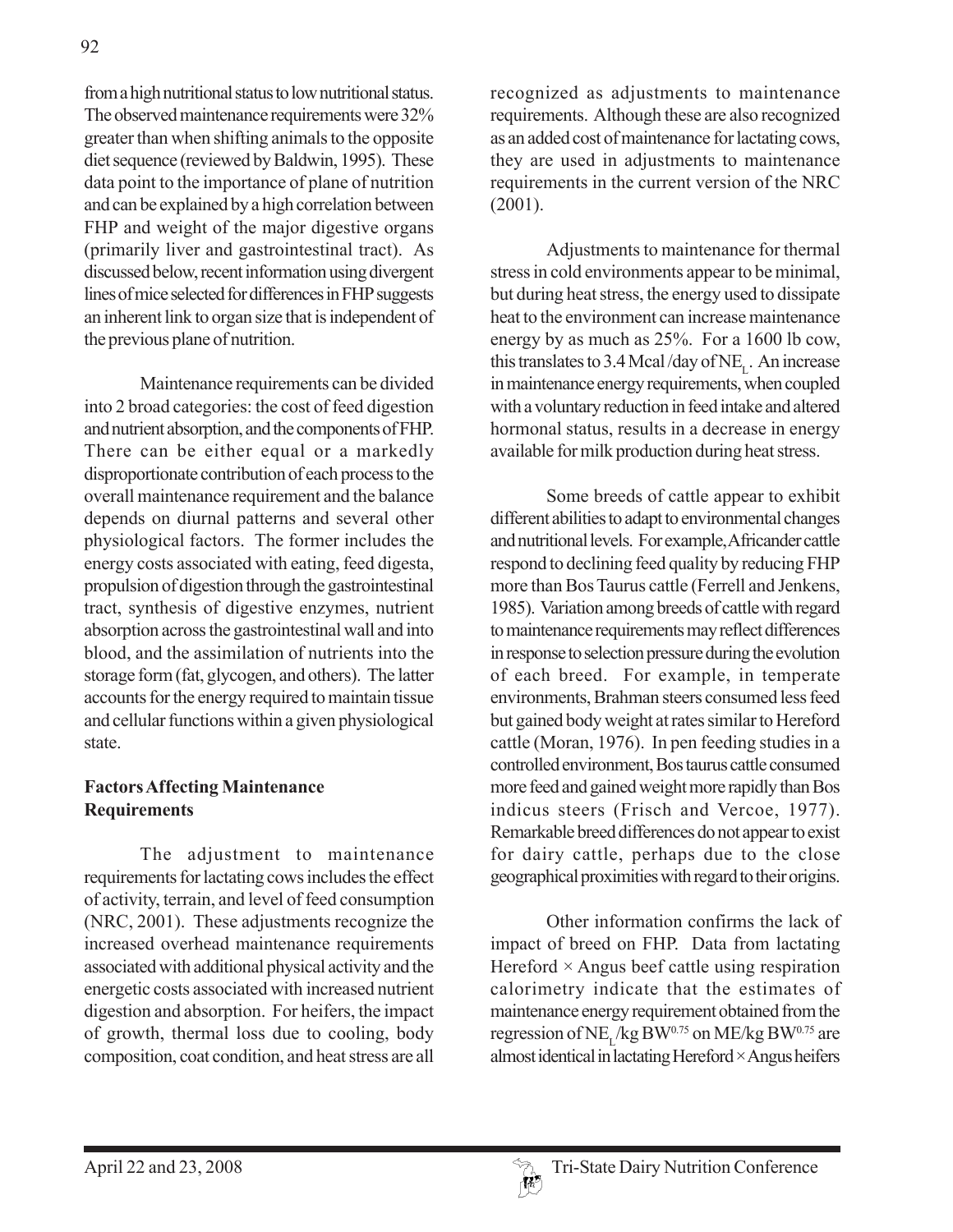from a high nutritional status to low nutritional status. The observed maintenance requirements were 32% greater than when shifting animals to the opposite diet sequence (reviewed by Baldwin, 1995). These data point to the importance of plane of nutrition and can be explained by a high correlation between FHP and weight of the major digestive organs (primarily liver and gastrointestinal tract). As discussed below, recent information using divergent lines of mice selected for differences in FHP suggests an inherent link to organ size that is independent of the previous plane of nutrition.

Maintenance requirements can be divided into 2 broad categories: the cost of feed digestion and nutrient absorption, and the components of FHP. There can be either equal or a markedly disproportionate contribution of each process to the overall maintenance requirement and the balance depends on diurnal patterns and several other physiological factors. The former includes the energy costs associated with eating, feed digesta, propulsion of digestion through the gastrointestinal tract, synthesis of digestive enzymes, nutrient absorption across the gastrointestinal wall and into blood, and the assimilation of nutrients into the storage form (fat, glycogen, and others). The latter accounts for the energy required to maintain tissue and cellular functions within a given physiological state.

**Factors Affecting Maintenance Requirements**

The adjustment to maintenance requirements for lactating cows includes the effect of activity, terrain, and level of feed consumption (NRC, 2001). These adjustments recognize the increased overhead maintenance requirements associated with additional physical activity and the energetic costs associated with increased nutrient digestion and absorption. For heifers, the impact of growth, thermal loss due to cooling, body composition, coat condition, and heat stress are all recognized as adjustments to maintenance requirements. Although these are also recognized as an added cost of maintenance for lactating cows, they are used in adjustments to maintenance requirements in the current version of the NRC (2001).

Adjustments to maintenance for thermal stress in cold environments appear to be minimal, but during heat stress, the energy used to dissipate heat to the environment can increase maintenance energy by as much as 25%. For a 1600 lb cow, this translates to 3.4 Mcal /day of $NE_L$. An increase in maintenance energy requirements, when coupled with a voluntary reduction in feed intake and altered hormonal status, results in a decrease in energy available for milk production during heat stress.

Some breeds of cattle appear to exhibit different abilities to adapt to environmental changes and nutritional levels. For example, Africander cattle respond to declining feed quality by reducing FHP more than Bos Taurus cattle (Ferrell and Jenkens, 1985). Variation among breeds of cattle with regard to maintenance requirements may reflect differences in response to selection pressure during the evolution of each breed. For example, in temperate environments, Brahman steers consumed less feed but gained body weight at rates similar to Hereford cattle (Moran, 1976). In pen feeding studies in a controlled environment, Bos taurus cattle consumed more feed and gained weight more rapidly than Bos indicus steers (Frisch and Vercoe, 1977). Remarkable breed differences do not appear to exist for dairy cattle, perhaps due to the close geographical proximities with regard to their origins.

Other information confirms the lack of impact of breed on FHP. Data from lactating Hereford × Angus beef cattle using respiration calorimetry indicate that the estimates of maintenance energy requirement obtained from the regression of $NE_L$/kg $BW^{0.75}$ on ME/kg $BW^{0.75}$ are almost identical in lactating Hereford × Angus heifers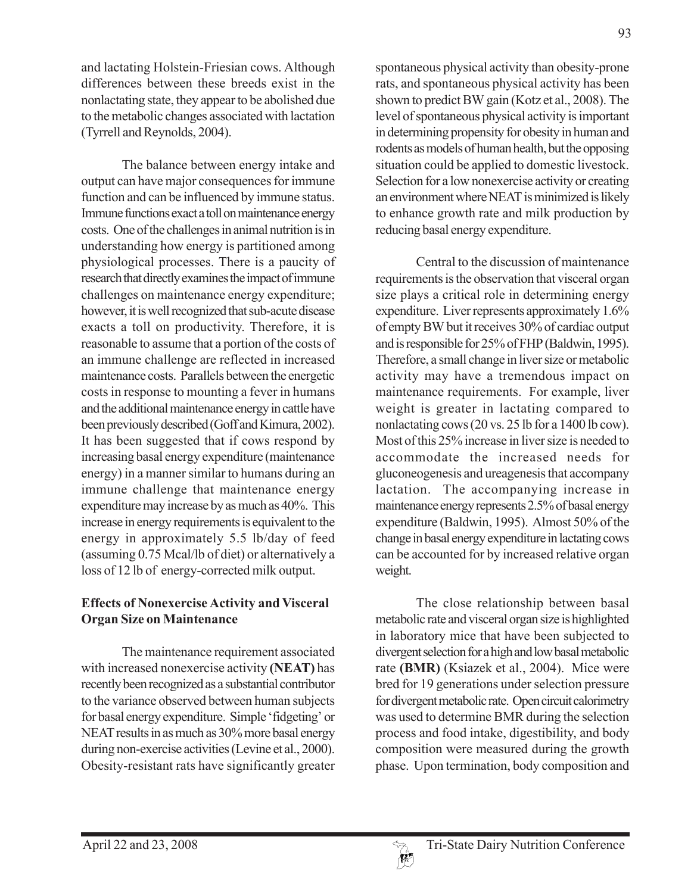and lactating Holstein-Friesian cows. Although differences between these breeds exist in the nonlactating state, they appear to be abolished due to the metabolic changes associated with lactation (Tyrrell and Reynolds, 2004).

The balance between energy intake and output can have major consequences for immune function and can be influenced by immune status. Immune functions exact a toll on maintenance energy costs. One of the challenges in animal nutrition is in understanding how energy is partitioned among physiological processes. There is a paucity of research that directly examines the impact of immune challenges on maintenance energy expenditure; however, it is well recognized that sub-acute disease exacts a toll on productivity. Therefore, it is reasonable to assume that a portion of the costs of an immune challenge are reflected in increased maintenance costs. Parallels between the energetic costs in response to mounting a fever in humans and the additional maintenance energy in cattle have been previously described (Goff and Kimura, 2002). It has been suggested that if cows respond by increasing basal energy expenditure (maintenance energy) in a manner similar to humans during an immune challenge that maintenance energy expenditure may increase by as much as 40%. This increase in energy requirements is equivalent to the energy in approximately 5.5 lb/day of feed (assuming 0.75 Mcal/lb of diet) or alternatively a loss of 12 lb of energy-corrected milk output.

## Effects of Nonexercise Activity and Visceral Organ Size on Maintenance

The maintenance requirement associated with increased nonexercise activity **(NEAT)** has recently been recognized as a substantial contributor to the variance observed between human subjects for basal energy expenditure. Simple 'fidgeting' or NEAT results in as much as 30% more basal energy during non-exercise activities (Levine et al., 2000). Obesity-resistant rats have significantly greater spontaneous physical activity than obesity-prone rats, and spontaneous physical activity has been shown to predict BW gain (Kotz et al., 2008). The level of spontaneous physical activity is important in determining propensity for obesity in human and rodents as models of human health, but the opposing situation could be applied to domestic livestock. Selection for a low nonexercise activity or creating an environment where NEAT is minimized is likely to enhance growth rate and milk production by reducing basal energy expenditure.

Central to the discussion of maintenance requirements is the observation that visceral organ size plays a critical role in determining energy expenditure. Liver represents approximately 1.6% of empty BW but it receives 30% of cardiac output and is responsible for 25% of FHP (Baldwin, 1995). Therefore, a small change in liver size or metabolic activity may have a tremendous impact on maintenance requirements. For example, liver weight is greater in lactating compared to nonlactating cows (20 vs. 25 lb for a 1400 lb cow). Most of this 25% increase in liver size is needed to accommodate the increased needs for gluconeogenesis and ureagenesis that accompany lactation. The accompanying increase in maintenance energy represents 2.5% of basal energy expenditure (Baldwin, 1995). Almost 50% of the change in basal energy expenditure in lactating cows can be accounted for by increased relative organ weight.

The close relationship between basal metabolic rate and visceral organ size is highlighted in laboratory mice that have been subjected to divergent selection for a high and low basal metabolic rate **(BMR)** (Ksiazek et al., 2004). Mice were bred for 19 generations under selection pressure for divergent metabolic rate. Open circuit calorimetry was used to determine BMR during the selection process and food intake, digestibility, and body composition were measured during the growth phase. Upon termination, body composition and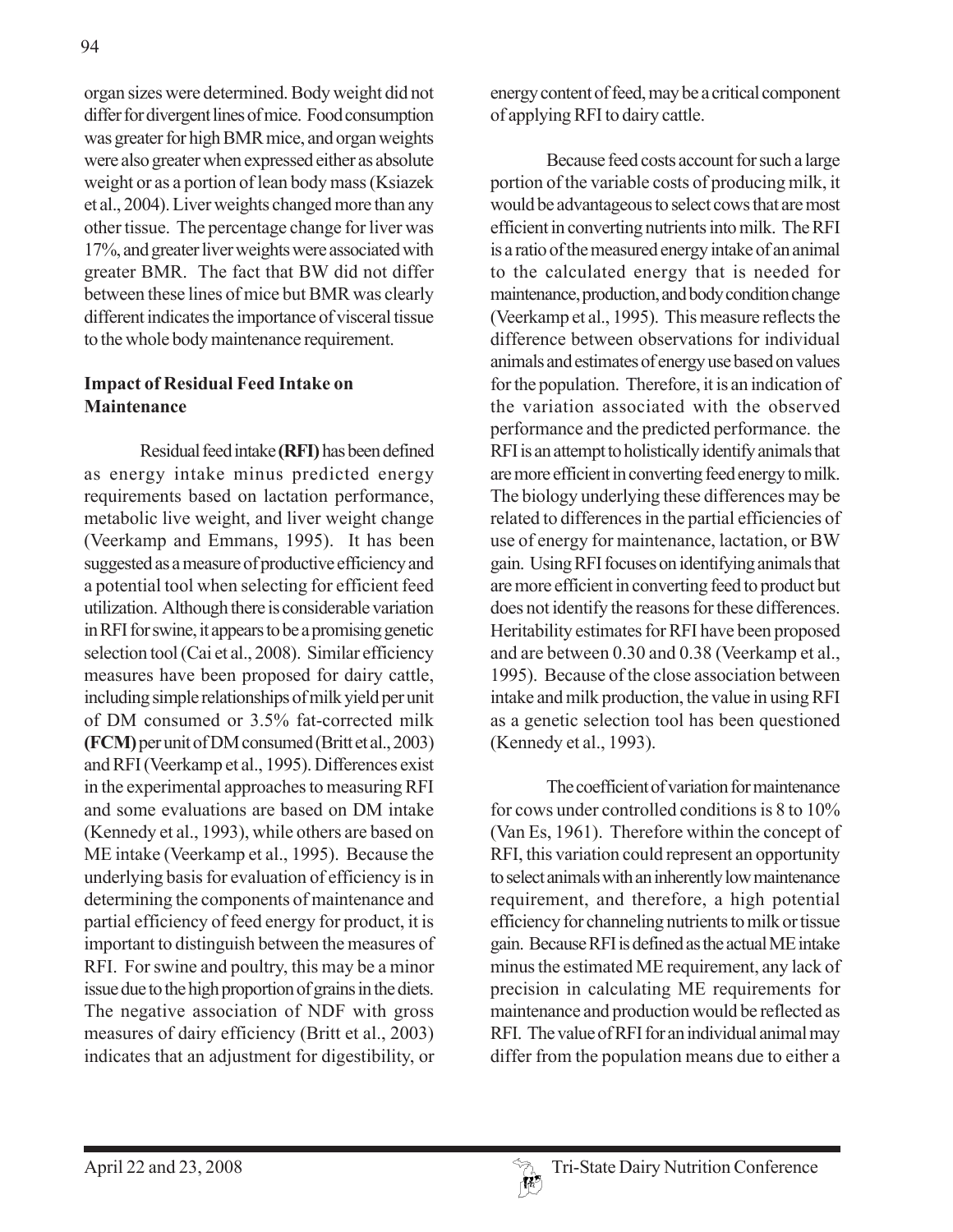organ sizes were determined. Body weight did not differ for divergent lines of mice. Food consumption was greater for high BMR mice, and organ weights were also greater when expressed either as absolute weight or as a portion of lean body mass (Ksiazek et al., 2004). Liver weights changed more than any other tissue. The percentage change for liver was 17%, and greater liver weights were associated with greater BMR. The fact that BW did not differ between these lines of mice but BMR was clearly different indicates the importance of visceral tissue to the whole body maintenance requirement.

## Impact of Residual Feed Intake on Maintenance

Residual feed intake **(RFI)** has been defined as energy intake minus predicted energy requirements based on lactation performance, metabolic live weight, and liver weight change (Veerkamp and Emmans, 1995). It has been suggested as a measure of productive efficiency and a potential tool when selecting for efficient feed utilization. Although there is considerable variation in RFI for swine, it appears to be a promising genetic selection tool (Cai et al., 2008). Similar efficiency measures have been proposed for dairy cattle, including simple relationships of milk yield per unit of DM consumed or 3.5% fat-corrected milk **(FCM)** per unit of DM consumed (Britt et al., 2003) and RFI (Veerkamp et al., 1995). Differences exist in the experimental approaches to measuring RFI and some evaluations are based on DM intake (Kennedy et al., 1993), while others are based on ME intake (Veerkamp et al., 1995). Because the underlying basis for evaluation of efficiency is in determining the components of maintenance and partial efficiency of feed energy for product, it is important to distinguish between the measures of RFI. For swine and poultry, this may be a minor issue due to the high proportion of grains in the diets. The negative association of NDF with gross measures of dairy efficiency (Britt et al., 2003) indicates that an adjustment for digestibility, or energy content of feed, may be a critical component of applying RFI to dairy cattle.

Because feed costs account for such a large portion of the variable costs of producing milk, it would be advantageous to select cows that are most efficient in converting nutrients into milk. The RFI is a ratio of the measured energy intake of an animal to the calculated energy that is needed for maintenance, production, and body condition change (Veerkamp et al., 1995). This measure reflects the difference between observations for individual animals and estimates of energy use based on values for the population. Therefore, it is an indication of the variation associated with the observed performance and the predicted performance. the RFI is an attempt to holistically identify animals that are more efficient in converting feed energy to milk. The biology underlying these differences may be related to differences in the partial efficiencies of use of energy for maintenance, lactation, or BW gain. Using RFI focuses on identifying animals that are more efficient in converting feed to product but does not identify the reasons for these differences. Heritability estimates for RFI have been proposed and are between 0.30 and 0.38 (Veerkamp et al., 1995). Because of the close association between intake and milk production, the value in using RFI as a genetic selection tool has been questioned (Kennedy et al., 1993).

The coefficient of variation for maintenance for cows under controlled conditions is 8 to 10% (Van Es, 1961). Therefore within the concept of RFI, this variation could represent an opportunity to select animals with an inherently low maintenance requirement, and therefore, a high potential efficiency for channeling nutrients to milk or tissue gain. Because RFI is defined as the actual ME intake minus the estimated ME requirement, any lack of precision in calculating ME requirements for maintenance and production would be reflected as RFI. The value of RFI for an individual animal may differ from the population means due to either a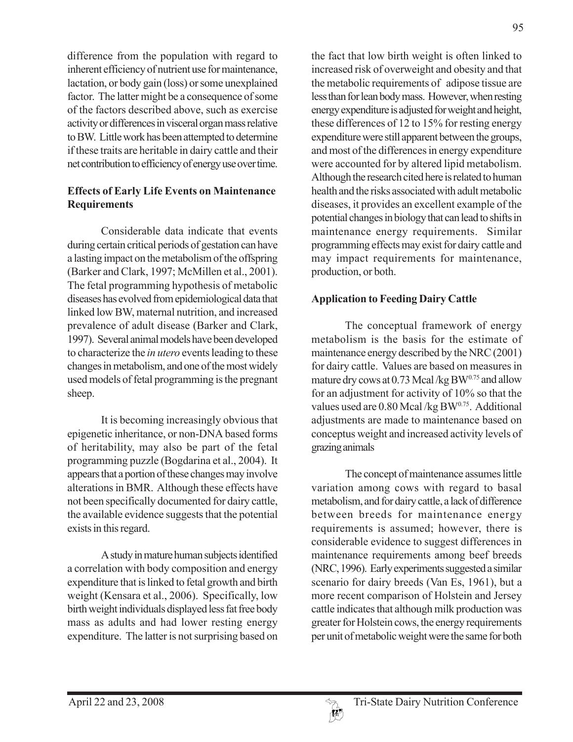difference from the population with regard to inherent efficiency of nutrient use for maintenance, lactation, or body gain (loss) or some unexplained factor. The latter might be a consequence of some of the factors described above, such as exercise activity or differences in visceral organ mass relative to BW. Little work has been attempted to determine if these traits are heritable in dairy cattle and their net contribution to efficiency of energy use over time.

**Effects of Early Life Events on Maintenance Requirements**

Considerable data indicate that events during certain critical periods of gestation can have a lasting impact on the metabolism of the offspring (Barker and Clark, 1997; McMillen et al., 2001). The fetal programming hypothesis of metabolic diseases has evolved from epidemiological data that linked low BW, maternal nutrition, and increased prevalence of adult disease (Barker and Clark, 1997). Several animal models have been developed to characterize the *in utero* events leading to these changes in metabolism, and one of the most widely used models of fetal programming is the pregnant sheep.

It is becoming increasingly obvious that epigenetic inheritance, or non-DNA based forms of heritability, may also be part of the fetal programming puzzle (Bogdarina et al., 2004). It appears that a portion of these changes may involve alterations in BMR. Although these effects have not been specifically documented for dairy cattle, the available evidence suggests that the potential exists in this regard.

A study in mature human subjects identified a correlation with body composition and energy expenditure that is linked to fetal growth and birth weight (Kensara et al., 2006). Specifically, low birth weight individuals displayed less fat free body mass as adults and had lower resting energy expenditure. The latter is not surprising based on the fact that low birth weight is often linked to increased risk of overweight and obesity and that the metabolic requirements of adipose tissue are less than for lean body mass. However, when resting energy expenditure is adjusted for weight and height, these differences of 12 to 15% for resting energy expenditure were still apparent between the groups, and most of the differences in energy expenditure were accounted for by altered lipid metabolism. Although the research cited here is related to human health and the risks associated with adult metabolic diseases, it provides an excellent example of the potential changes in biology that can lead to shifts in maintenance energy requirements. Similar programming effects may exist for dairy cattle and may impact requirements for maintenance, production, or both.

**Application to Feeding Dairy Cattle**

The conceptual framework of energy metabolism is the basis for the estimate of maintenance energy described by the NRC (2001) for dairy cattle. Values are based on measures in mature dry cows at 0.73 Mcal /kg $BW^{0.75}$ and allow for an adjustment for activity of 10% so that the values used are 0.80 Mcal /kg $BW^{0.75}$. Additional adjustments are made to maintenance based on conceptus weight and increased activity levels of grazing animals

The concept of maintenance assumes little variation among cows with regard to basal metabolism, and for dairy cattle, a lack of difference between breeds for maintenance energy requirements is assumed; however, there is considerable evidence to suggest differences in maintenance requirements among beef breeds (NRC, 1996). Early experiments suggested a similar scenario for dairy breeds (Van Es, 1961), but a more recent comparison of Holstein and Jersey cattle indicates that although milk production was greater for Holstein cows, the energy requirements per unit of metabolic weight were the same for both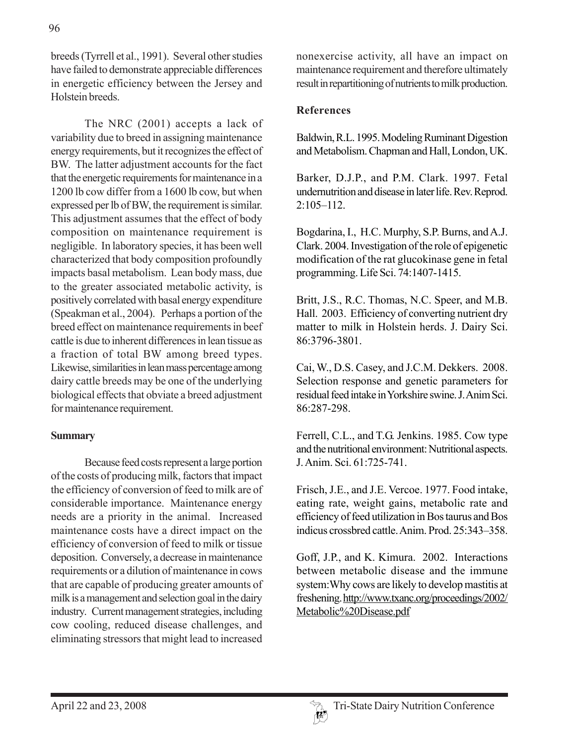breeds (Tyrrell et al., 1991). Several other studies have failed to demonstrate appreciable differences in energetic efficiency between the Jersey and Holstein breeds.

The NRC (2001) accepts a lack of variability due to breed in assigning maintenance energy requirements, but it recognizes the effect of BW. The latter adjustment accounts for the fact that the energetic requirements for maintenance in a 1200 lb cow differ from a 1600 lb cow, but when expressed per lb of BW, the requirement is similar. This adjustment assumes that the effect of body composition on maintenance requirement is negligible. In laboratory species, it has been well characterized that body composition profoundly impacts basal metabolism. Lean body mass, due to the greater associated metabolic activity, is positively correlated with basal energy expenditure (Speakman et al., 2004). Perhaps a portion of the breed effect on maintenance requirements in beef cattle is due to inherent differences in lean tissue as a fraction of total BW among breed types. Likewise, similarities in lean mass percentage among dairy cattle breeds may be one of the underlying biological effects that obviate a breed adjustment for maintenance requirement.

## Summary

Because feed costs represent a large portion of the costs of producing milk, factors that impact the efficiency of conversion of feed to milk are of considerable importance. Maintenance energy needs are a priority in the animal. Increased maintenance costs have a direct impact on the efficiency of conversion of feed to milk or tissue deposition. Conversely, a decrease in maintenance requirements or a dilution of maintenance in cows that are capable of producing greater amounts of milk is a management and selection goal in the dairy industry. Current management strategies, including cow cooling, reduced disease challenges, and eliminating stressors that might lead to increased nonexercise activity, all have an impact on maintenance requirement and therefore ultimately result in repartitioning of nutrients to milk production.

## References

Baldwin, R.L. 1995. Modeling Ruminant Digestion and Metabolism. Chapman and Hall, London, UK.

Barker, D.J.P., and P.M. Clark. 1997. Fetal undernutrition and disease in later life. Rev. Reprod. 2:105–112.

Bogdarina, I., H.C. Murphy, S.P. Burns, and A.J. Clark. 2004. Investigation of the role of epigenetic modification of the rat glucokinase gene in fetal programming. Life Sci. 74:1407-1415.

Britt, J.S., R.C. Thomas, N.C. Speer, and M.B. Hall. 2003. Efficiency of converting nutrient dry matter to milk in Holstein herds. J. Dairy Sci. 86:3796-3801.

Cai, W., D.S. Casey, and J.C.M. Dekkers. 2008. Selection response and genetic parameters for residual feed intake in Yorkshire swine. J. Anim Sci. 86:287-298.

Ferrell, C.L., and T.G. Jenkins. 1985. Cow type and the nutritional environment: Nutritional aspects. J. Anim. Sci. 61:725-741.

Frisch, J.E., and J.E. Vercoe. 1977. Food intake, eating rate, weight gains, metabolic rate and efficiency of feed utilization in Bos taurus and Bos indicus crossbred cattle. Anim. Prod. 25:343–358.

Goff, J.P., and K. Kimura. 2002. Interactions between metabolic disease and the immune system: Why cows are likely to develop mastitis at freshening. http://www.txanc.org/proceedings/2002/Metabolic%20Disease.pdf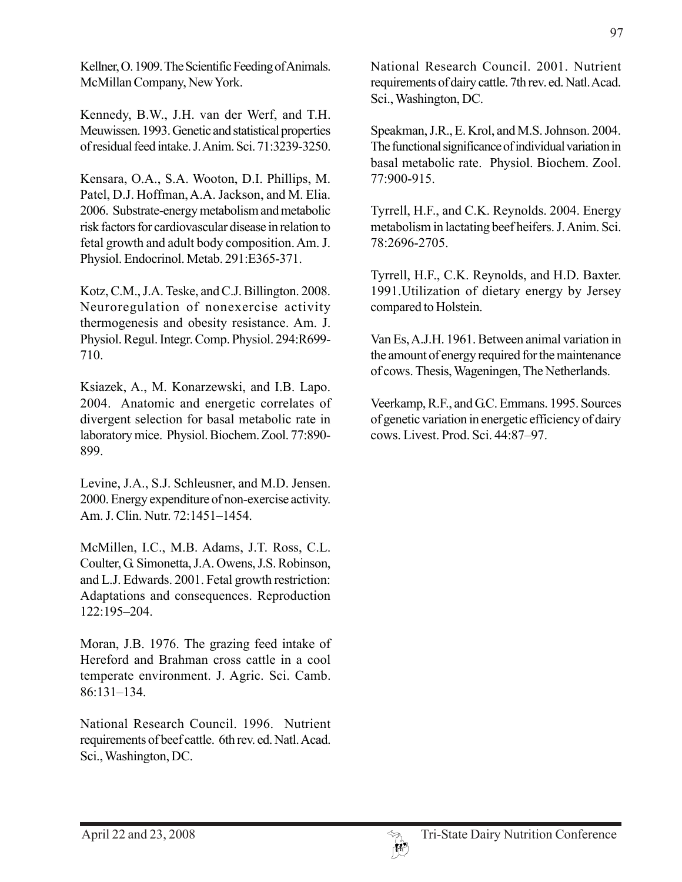Kellner, O. 1909. The Scientific Feeding of Animals. McMillan Company, New York.

Kennedy, B.W., J.H. van der Werf, and T.H. Meuwissen. 1993. Genetic and statistical properties of residual feed intake. J. Anim. Sci. 71:3239-3250.

Kensara, O.A., S.A. Wooton, D.I. Phillips, M. Patel, D.J. Hoffman, A.A. Jackson, and M. Elia. 2006. Substrate-energy metabolism and metabolic risk factors for cardiovascular disease in relation to fetal growth and adult body composition. Am. J. Physiol. Endocrinol. Metab. 291:E365-371.

Kotz, C.M., J.A. Teske, and C.J. Billington. 2008. Neuroregulation of nonexercise activity thermogenesis and obesity resistance. Am. J. Physiol. Regul. Integr. Comp. Physiol. 294:R699-710.

Ksiazek, A., M. Konarzewski, and I.B. Lapo. 2004. Anatomic and energetic correlates of divergent selection for basal metabolic rate in laboratory mice. Physiol. Biochem. Zool. 77:890-899.

Levine, J.A., S.J. Schleusner, and M.D. Jensen. 2000. Energy expenditure of non-exercise activity. Am. J. Clin. Nutr. 72:1451–1454.

McMillen, I.C., M.B. Adams, J.T. Ross, C.L. Coulter, G. Simonetta, J.A. Owens, J.S. Robinson, and L.J. Edwards. 2001. Fetal growth restriction: Adaptations and consequences. Reproduction 122:195–204.

Moran, J.B. 1976. The grazing feed intake of Hereford and Brahman cross cattle in a cool temperate environment. J. Agric. Sci. Camb. 86:131–134.

National Research Council. 1996. Nutrient requirements of beef cattle. 6th rev. ed. Natl. Acad. Sci., Washington, DC.

National Research Council. 2001. Nutrient requirements of dairy cattle. 7th rev. ed. Natl. Acad. Sci., Washington, DC.

Speakman, J.R., E. Krol, and M.S. Johnson. 2004. The functional significance of individual variation in basal metabolic rate. Physiol. Biochem. Zool. 77:900-915.

Tyrrell, H.F., and C.K. Reynolds. 2004. Energy metabolism in lactating beef heifers. J. Anim. Sci. 78:2696-2705.

Tyrrell, H.F., C.K. Reynolds, and H.D. Baxter. 1991.Utilization of dietary energy by Jersey compared to Holstein.

Van Es, A.J.H. 1961. Between animal variation in the amount of energy required for the maintenance of cows. Thesis, Wageningen, The Netherlands.

Veerkamp, R.F., and G.C. Emmans. 1995. Sources of genetic variation in energetic efficiency of dairy cows. Livest. Prod. Sci. 44:87–97.